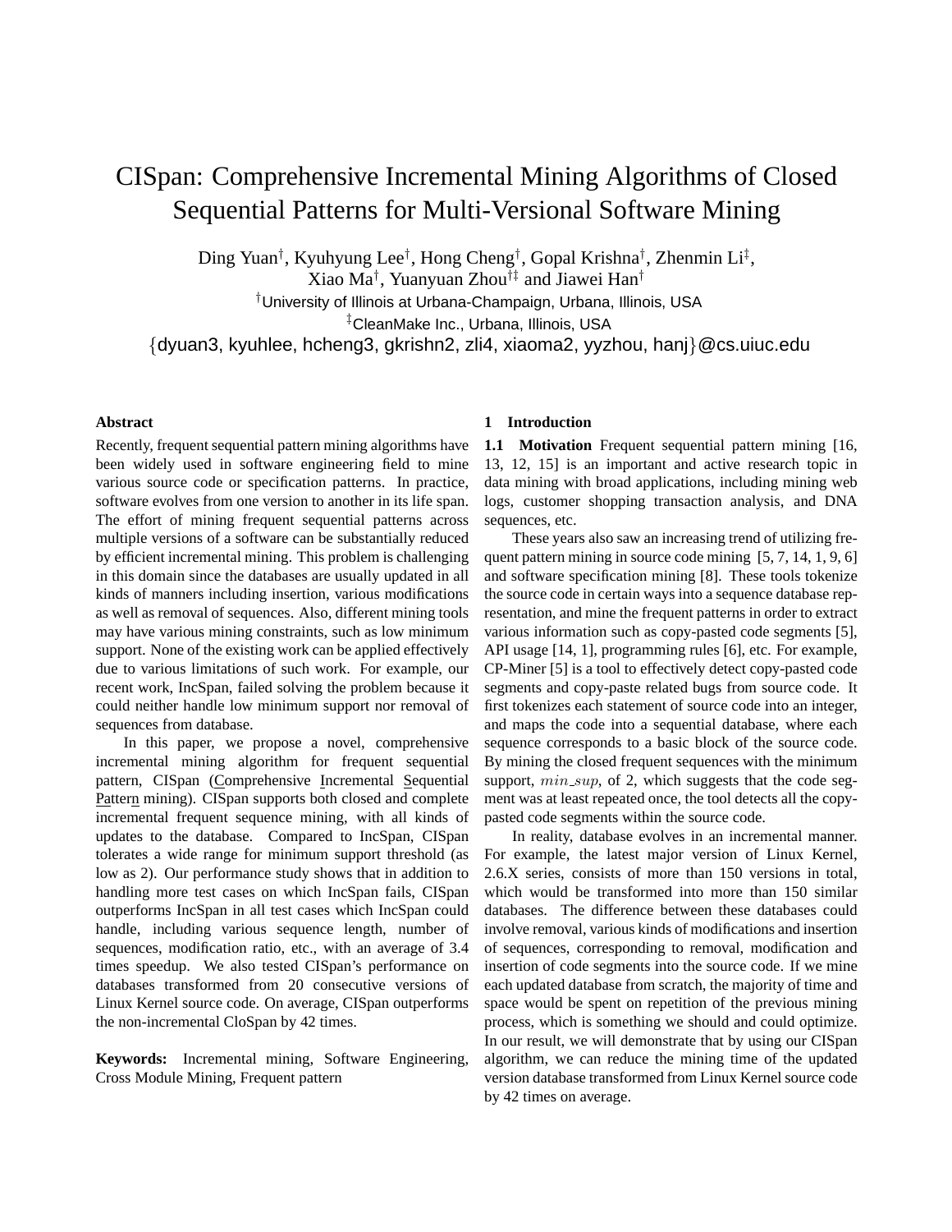# CISpan: Comprehensive Incremental Mining Algorithms of Closed Sequential Patterns for Multi-Versional Software Mining

Ding Yuan[†], Kyuhyung Lee[†], Hong Cheng[†], Gopal Krishna[†], Zhenmin Li[‡], Xiao Ma[†], Yuanyuan Zhou[†‡] and Jiawei Han[†]

[†]University of Illinois at Urbana-Champaign, Urbana, Illinois, USA

[‡]CleanMake Inc., Urbana, Illinois, USA

{dyuan3, kyuhlee, hcheng3, gkrishn2, zli4, xiaoma2, yyzhou, hanj}@cs.uiuc.edu

## Abstract

Recently, frequent sequential pattern mining algorithms have been widely used in software engineering field to mine various source code or specification patterns. In practice, software evolves from one version to another in its life span. The effort of mining frequent sequential patterns across multiple versions of a software can be substantially reduced by efficient incremental mining. This problem is challenging in this domain since the databases are usually updated in all kinds of manners including insertion, various modifications as well as removal of sequences. Also, different mining tools may have various mining constraints, such as low minimum support. None of the existing work can be applied effectively due to various limitations of such work. For example, our recent work, IncSpan, failed solving the problem because it could neither handle low minimum support nor removal of sequences from database.

In this paper, we propose a novel, comprehensive incremental mining algorithm for frequent sequential pattern, CISpan (Comprehensive Incremental Sequential Pattern mining). CISpan supports both closed and complete incremental frequent sequence mining, with all kinds of updates to the database. Compared to IncSpan, CISpan tolerates a wide range for minimum support threshold (as low as 2). Our performance study shows that in addition to handling more test cases on which IncSpan fails, CISpan outperforms IncSpan in all test cases which IncSpan could handle, including various sequence length, number of sequences, modification ratio, etc., with an average of 3.4 times speedup. We also tested CISpan's performance on databases transformed from 20 consecutive versions of Linux Kernel source code. On average, CISpan outperforms the non-incremental CloSpan by 42 times.

**Keywords:** Incremental mining, Software Engineering, Cross Module Mining, Frequent pattern

## 1 Introduction

**1.1 Motivation** Frequent sequential pattern mining [16, 13, 12, 15] is an important and active research topic in data mining with broad applications, including mining web logs, customer shopping transaction analysis, and DNA sequences, etc.

These years also saw an increasing trend of utilizing frequent pattern mining in source code mining [5, 7, 14, 1, 9, 6] and software specification mining [8]. These tools tokenize the source code in certain ways into a sequence database representation, and mine the frequent patterns in order to extract various information such as copy-pasted code segments [5], API usage [14, 1], programming rules [6], etc. For example, CP-Miner [5] is a tool to effectively detect copy-pasted code segments and copy-paste related bugs from source code. It first tokenizes each statement of source code into an integer, and maps the code into a sequential database, where each sequence corresponds to a basic block of the source code. By mining the closed frequent sequences with the minimum support, $min\_sup$, of 2, which suggests that the code segment was at least repeated once, the tool detects all the copy-pasted code segments within the source code.

In reality, database evolves in an incremental manner. For example, the latest major version of Linux Kernel, 2.6.X series, consists of more than 150 versions in total, which would be transformed into more than 150 similar databases. The difference between these databases could involve removal, various kinds of modifications and insertion of sequences, corresponding to removal, modification and insertion of code segments into the source code. If we mine each updated database from scratch, the majority of time and space would be spent on repetition of the previous mining process, which is something we should and could optimize. In our result, we will demonstrate that by using our CISpan algorithm, we can reduce the mining time of the updated version database transformed from Linux Kernel source code by 42 times on average.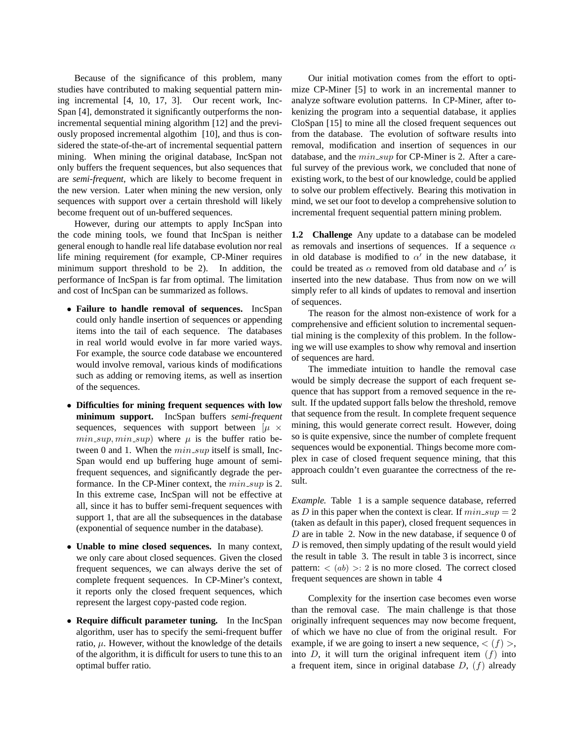Because of the significance of this problem, many studies have contributed to making sequential pattern mining incremental [4, 10, 17, 3]. Our recent work, IncSpan [4], demonstrated it significantly outperforms the non-incremental sequential mining algorithm [12] and the previously proposed incremental algothim [10], and thus is considered the state-of-the-art of incremental sequential pattern mining. When mining the original database, IncSpan not only buffers the frequent sequences, but also sequences that are *semi-frequent*, which are likely to become frequent in the new version. Later when mining the new version, only sequences with support over a certain threshold will likely become frequent out of un-buffered sequences.

However, during our attempts to apply IncSpan into the code mining tools, we found that IncSpan is neither general enough to handle real life database evolution nor real life mining requirement (for example, CP-Miner requires minimum support threshold to be 2). In addition, the performance of IncSpan is far from optimal. The limitation and cost of IncSpan can be summarized as follows.

- **Failure to handle removal of sequences.** IncSpan could only handle insertion of sequences or appending items into the tail of each sequence. The databases in real world would evolve in far more varied ways. For example, the source code database we encountered would involve removal, various kinds of modifications such as adding or removing items, as well as insertion of the sequences.
- **Difficulties for mining frequent sequences with low minimum support.** IncSpan buffers *semi-frequent* sequences, sequences with support between $[\mu \times min\_sup, min\_sup)$ where $\mu$ is the buffer ratio between 0 and 1. When the $min\_sup$ itself is small, IncSpan would end up buffering huge amount of semi-frequent sequences, and significantly degrade the performance. In the CP-Miner context, the $min\_sup$ is 2. In this extreme case, IncSpan will not be effective at all, since it has to buffer semi-frequent sequences with support 1, that are all the subsequences in the database (exponential of sequence number in the database).
- **Unable to mine closed sequences.** In many context, we only care about closed sequences. Given the closed frequent sequences, we can always derive the set of complete frequent sequences. In CP-Miner's context, it reports only the closed frequent sequences, which represent the largest copy-pasted code region.
- **Require difficult parameter tuning.** In the IncSpan algorithm, user has to specify the semi-frequent buffer ratio, $\mu$. However, without the knowledge of the details of the algorithm, it is difficult for users to tune this to an optimal buffer ratio.

Our initial motivation comes from the effort to optimize CP-Miner [5] to work in an incremental manner to analyze software evolution patterns. In CP-Miner, after tokenizing the program into a sequential database, it applies CloSpan [15] to mine all the closed frequent sequences out from the database. The evolution of software results into removal, modification and insertion of sequences in our database, and the $min\_sup$ for CP-Miner is 2. After a careful survey of the previous work, we concluded that none of existing work, to the best of our knowledge, could be applied to solve our problem effectively. Bearing this motivation in mind, we set our foot to develop a comprehensive solution to incremental frequent sequential pattern mining problem.

**1.2 Challenge** Any update to a database can be modeled as removals and insertions of sequences. If a sequence $\alpha$ in old database is modified to $\alpha'$ in the new database, it could be treated as $\alpha$ removed from old database and $\alpha'$ is inserted into the new database. Thus from now on we will simply refer to all kinds of updates to removal and insertion of sequences.

The reason for the almost non-existence of work for a comprehensive and efficient solution to incremental sequential mining is the complexity of this problem. In the following we will use examples to show why removal and insertion of sequences are hard.

The immediate intuition to handle the removal case would be simply decrease the support of each frequent sequence that has support from a removed sequence in the result. If the updated support falls below the threshold, remove that sequence from the result. In complete frequent sequence mining, this would generate correct result. However, doing so is quite expensive, since the number of complete frequent sequences would be exponential. Things become more complex in case of closed frequent sequence mining, that this approach couldn't even guarantee the correctness of the result.

*Example.* Table 1 is a sample sequence database, referred as $D$ in this paper when the context is clear. If $min\_sup = 2$ (taken as default in this paper), closed frequent sequences in $D$ are in table 2. Now in the new database, if sequence 0 of $D$ is removed, then simply updating of the result would yield the result in table 3. The result in table 3 is incorrect, since pattern: $<(ab)>: 2$ is no more closed. The correct closed frequent sequences are shown in table 4

Complexity for the insertion case becomes even worse than the removal case. The main challenge is that those originally infrequent sequences may now become frequent, of which we have no clue of from the original result. For example, if we are going to insert a new sequence, $<(f)>$, into $D$, it will turn the original infrequent item $(f)$ into a frequent item, since in original database $D$, $(f)$ already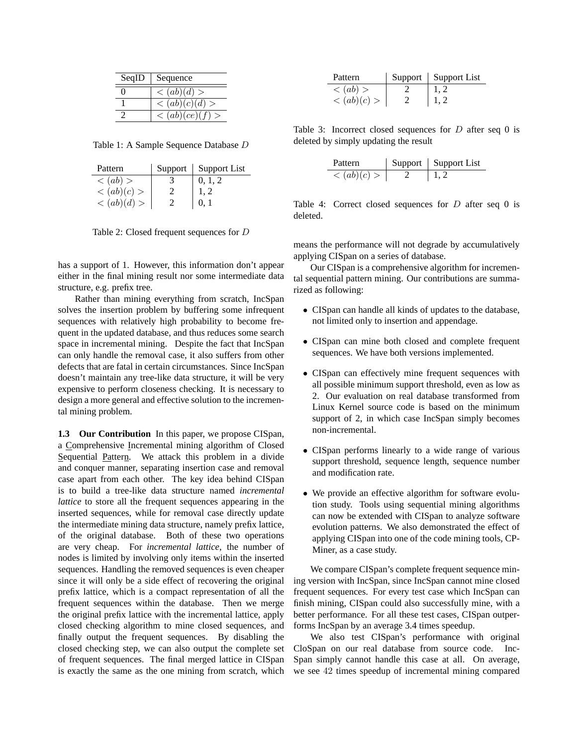| SeqID | Sequence |
|---|---|
| 0 | $<(ab)(d)>$ |
| 1 | $<(ab)(c)(d)>$ |
| 2 | $<(ab)(ce)(f)>$ |

Table 1: A Sample Sequence Database $D$

| Pattern | Support | Support List |
|---|---|---|
| $<(ab)>$ | 3 | 0, 1, 2 |
| $<(ab)(c)>$ | 2 | 1, 2 |
| $<(ab)(d)>$ | 2 | 0, 1 |

Table 2: Closed frequent sequences for $D$

has a support of 1. However, this information don't appear either in the final mining result nor some intermediate data structure, e.g. prefix tree.

Rather than mining everything from scratch, IncSpan solves the insertion problem by buffering some infrequent sequences with relatively high probability to become frequent in the updated database, and thus reduces some search space in incremental mining. Despite the fact that IncSpan can only handle the removal case, it also suffers from other defects that are fatal in certain circumstances. Since IncSpan doesn't maintain any tree-like data structure, it will be very expensive to perform closeness checking. It is necessary to design a more general and effective solution to the incremental mining problem.

**1.3 Our Contribution** In this paper, we propose CISpan, a Comprehensive Incremental mining algorithm of Closed Sequential Pattern. We attack this problem in a divide and conquer manner, separating insertion case and removal case apart from each other. The key idea behind CISpan is to build a tree-like data structure named *incremental lattice* to store all the frequent sequences appearing in the inserted sequences, while for removal case directly update the intermediate mining data structure, namely prefix lattice, of the original database. Both of these two operations are very cheap. For *incremental lattice*, the number of nodes is limited by involving only items within the inserted sequences. Handling the removed sequences is even cheaper since it will only be a side effect of recovering the original prefix lattice, which is a compact representation of all the frequent sequences within the database. Then we merge the original prefix lattice with the incremental lattice, apply closed checking algorithm to mine closed sequences, and finally output the frequent sequences. By disabling the closed checking step, we can also output the complete set of frequent sequences. The final merged lattice in CISpan is exactly the same as the one mining from scratch, which

| Pattern | Support | Support List |
|---|---|---|
| $<(ab)>$ | 2 | 1, 2 |
| $<(ab)(c)>$ | 2 | 1, 2 |

Table 3: Incorrect closed sequences for $D$ after seq 0 is deleted by simply updating the result

| Pattern | Support | Support List |
|---|---|---|
| $<(ab)(c)>$ | 2 | 1, 2 |

Table 4: Correct closed sequences for $D$ after seq 0 is deleted.

means the performance will not degrade by accumulatively applying CISpan on a series of database.

Our CISpan is a comprehensive algorithm for incremental sequential pattern mining. Our contributions are summarized as following:

- CISpan can handle all kinds of updates to the database, not limited only to insertion and appendage.
- CISpan can mine both closed and complete frequent sequences. We have both versions implemented.
- CISpan can effectively mine frequent sequences with all possible minimum support threshold, even as low as 2. Our evaluation on real database transformed from Linux Kernel source code is based on the minimum support of 2, in which case IncSpan simply becomes non-incremental.
- CISpan performs linearly to a wide range of various support threshold, sequence length, sequence number and modification rate.
- We provide an effective algorithm for software evolution study. Tools using sequential mining algorithms can now be extended with CISpan to analyze software evolution patterns. We also demonstrated the effect of applying CISpan into one of the code mining tools, CP-Miner, as a case study.

We compare CISpan's complete frequent sequence mining version with IncSpan, since IncSpan cannot mine closed frequent sequences. For every test case which IncSpan can finish mining, CISpan could also successfully mine, with a better performance. For all these test cases, CISpan outperforms IncSpan by an average 3.4 times speedup.

We also test CISpan's performance with original CloSpan on our real database from source code. IncSpan simply cannot handle this case at all. On average, we see 42 times speedup of incremental mining compared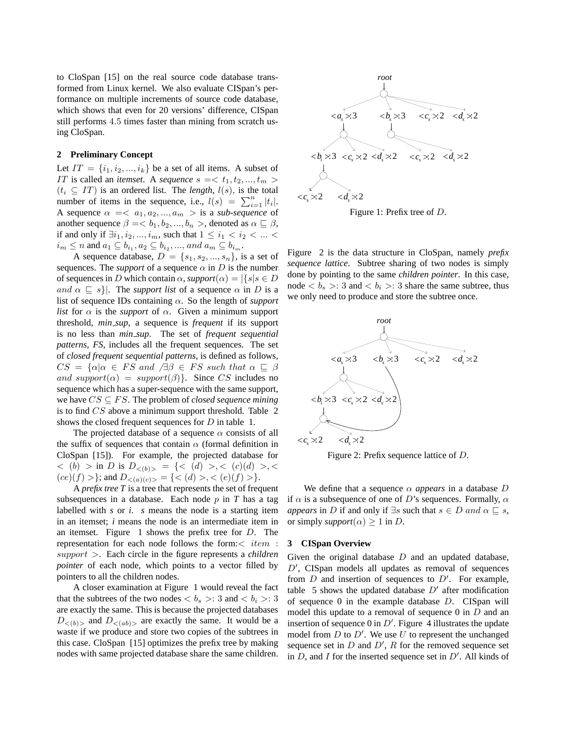to CloSpan [15] on the real source code database transformed from Linux kernel. We also evaluate CISpan's performance on multiple increments of source code database, which shows that even for 20 versions' difference, CISpan still performs 4.5 times faster than mining from scratch using CloSpan.

## 2 Preliminary Concept

Let $IT = \{i_1, i_2, ..., i_k\}$ be a set of all items. A subset of $IT$ is called an *itemset*. A *sequence* $s = < t_1, t_2, ..., t_m >$ $(t_i \subseteq IT)$ is an ordered list. The *length*, $l(s)$, is the total number of items in the sequence, i.e., $l(s) = \sum_{i=1}^{n} |t_i|$. A sequence $\alpha = < a_1, a_2, ..., a_m >$ is a *sub-sequence* of another sequence $\beta = < b_1, b_2, ..., b_n >$, denoted as $\alpha \sqsubseteq \beta$, if and only if $\exists i_1, i_2, ..., i_m$, such that $1 \leq i_1 < i_2 < ... < i_m \leq n$ and $a_1 \subseteq b_{i_1}, a_2 \subseteq b_{i_2}, ..., and\ a_m \subseteq b_{i_m}$.

A sequence database, $D = \{s_1, s_2, ..., s_n\}$, is a set of sequences. The *support* of a sequence $\alpha$ in $D$ is the number of sequences in $D$ which contain $\alpha$, *support*$(\alpha) = |\{s|s \in D\ and\ \alpha \sqsubseteq s\}|$. The *support list* of a sequence $\alpha$ in $D$ is a list of sequence IDs containing $\alpha$. So the length of *support list* for $\alpha$ is the *support* of $\alpha$. Given a minimum support threshold, *min_sup*, a sequence is *frequent* if its support is no less than *min_sup*. The set of *frequent sequential patterns*, *FS*, includes all the frequent sequences. The set of *closed frequent sequential patterns*, is defined as follows, $CS = \{\alpha | \alpha \in FS\ and\ \not\exists \beta \in FS\ such\ that\ \alpha \sqsubseteq \beta\ and\ support(\alpha) = support(\beta)\}$. Since $CS$ includes no sequence which has a super-sequence with the same support, we have $CS \subseteq FS$. The problem of *closed sequence mining* is to find $CS$ above a minimum support threshold. Table 2 shows the closed frequent sequences for $D$ in table 1.

The projected database of a sequence $\alpha$ consists of all the suffix of sequences that contain $\alpha$ (formal definition in CloSpan [15]). For example, the projected database for $< (b) >$ in $D$ is $D_{<(b)>} = \{< (d) >, < (c)(d) >, < (ce)(f) >\}$; and $D_{<(a)(c)>} = \{< (d) >, < (e)(f) >\}$.

A *prefix tree T* is a tree that represents the set of frequent subsequences in a database. Each node $p$ in *T* has a tag labelled with *s* or *i*. *s* means the node is a starting item in an itemset; *i* means the node is an intermediate item in an itemset. Figure 1 shows the prefix tree for $D$. The representation for each node follows the form:$< item : support >$. Each circle in the figure represents a *children pointer* of each node, which points to a vector filled by pointers to all the children nodes.

A closer examination at Figure 1 would reveal the fact that the subtrees of the two nodes $< b_s >: 3$ and $< b_i >: 3$ are exactly the same. This is because the projected databases $D_{<(b)>}$ and $D_{<(ab)>}$ are exactly the same. It would be a waste if we produce and store two copies of the subtrees in this case. CloSpan [15] optimizes the prefix tree by making nodes with same projected database share the same children.

Figure 1: Prefix tree of $D$.

Figure 2 is the data structure in CloSpan, namely *prefix sequence lattice*. Subtree sharing of two nodes is simply done by pointing to the same *children pointer*. In this case, node $< b_s >: 3$ and $< b_i >: 3$ share the same subtree, thus we only need to produce and store the subtree once.

Figure 2: Prefix sequence lattice of $D$.

We define that a sequence $\alpha$ *appears* in a database $D$ if $\alpha$ is a subsequence of one of $D$'s sequences. Formally, $\alpha$ *appears* in $D$ if and only if $\exists s$ such that $s \in D\ and\ \alpha \sqsubseteq s$, or simply *support*$(\alpha) \geq 1$ in $D$.

## 3 CISpan Overview

Given the original database $D$ and an updated database, $D'$, CISpan models all updates as removal of sequences from $D$ and insertion of sequences to $D'$. For example, table 5 shows the updated database $D'$ after modification of sequence 0 in the example database $D$. CISpan will model this update to a removal of sequence 0 in $D$ and an insertion of sequence 0 in $D'$. Figure 4 illustrates the update model from $D$ to $D'$. We use $U$ to represent the unchanged sequence set in $D$ and $D'$, $R$ for the removed sequence set in $D$, and $I$ for the inserted sequence set in $D'$. All kinds of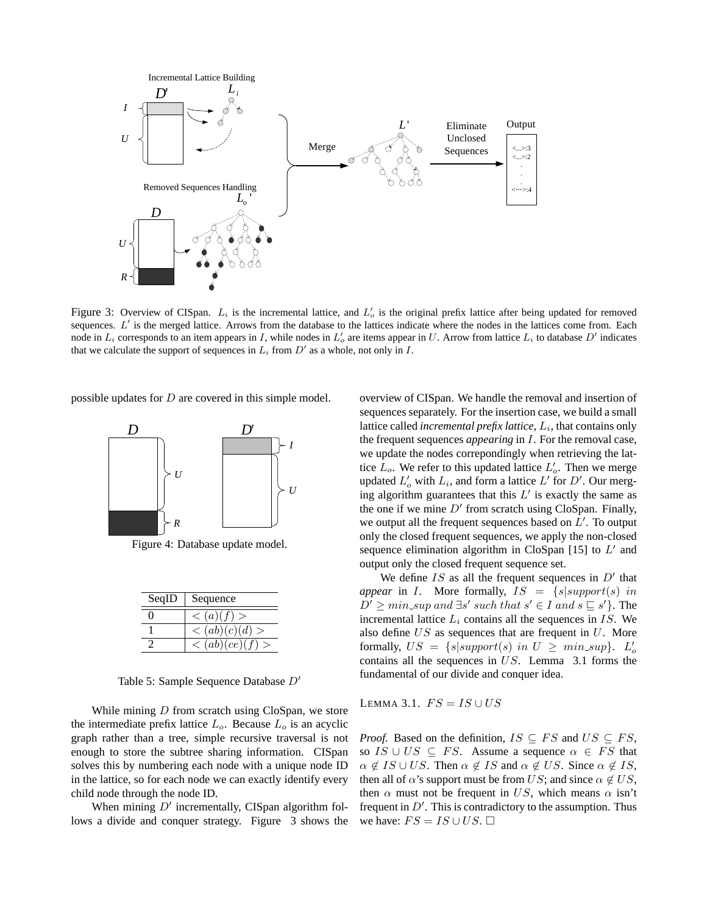Figure 3: Overview of CISpan. $L_i$ is the incremental lattice, and $L'_o$ is the original prefix lattice after being updated for removed sequences. $L'$ is the merged lattice. Arrows from the database to the lattices indicate where the nodes in the lattices come from. Each node in $L_i$ corresponds to an item appears in $I$, while nodes in $L'_o$ are items appear in $U$. Arrow from lattice $L_i$ to database $D'$ indicates that we calculate the support of sequences in $L_i$ from $D'$ as a whole, not only in $I$.

possible updates for $D$ are covered in this simple model.

Figure 4: Database update model.

| SeqID | Sequence |
|---|---|
| 0 | $<(a)(f)>$ |
| 1 | $<(ab)(c)(d)>$ |
| 2 | $<(ab)(ce)(f)>$ |

Table 5: Sample Sequence Database $D'$

While mining $D$ from scratch using CloSpan, we store the intermediate prefix lattice $L_o$. Because $L_o$ is an acyclic graph rather than a tree, simple recursive traversal is not enough to store the subtree sharing information. CISpan solves this by numbering each node with a unique node ID in the lattice, so for each node we can exactly identify every child node through the node ID.

When mining $D'$ incrementally, CISpan algorithm follows a divide and conquer strategy. Figure 3 shows the overview of CISpan. We handle the removal and insertion of sequences separately. For the insertion case, we build a small lattice called *incremental prefix lattice*, $L_i$, that contains only the frequent sequences *appearing* in $I$. For the removal case, we update the nodes correpondingly when retrieving the lattice $L_o$. We refer to this updated lattice $L'_o$. Then we merge updated $L'_o$ with $L_i$, and form a lattice $L'$ for $D'$. Our merging algorithm guarantees that this $L'$ is exactly the same as the one if we mine $D'$ from scratch using CloSpan. Finally, we output all the frequent sequences based on $L'$. To output only the closed frequent sequences, we apply the non-closed sequence elimination algorithm in CloSpan [15] to $L'$ and output only the closed frequent sequence set.

We define $IS$ as all the frequent sequences in $D'$ that *appear* in $I$. More formally, $IS = \{s|support(s)\ in\ D' \geq min\_sup\ and\ \exists s'\ such\ that\ s' \in I\ and\ s \sqsubseteq s'\}$. The incremental lattice $L_i$ contains all the sequences in $IS$. We also define $US$ as sequences that are frequent in $U$. More formally, $US = \{s|support(s)\ in\ U \geq min\_sup\}$. $L'_o$ contains all the sequences in $US$. Lemma 3.1 forms the fundamental of our divide and conquer idea.

LEMMA 3.1. $FS = IS \cup US$

*Proof.* Based on the definition, $IS \subseteq FS$ and $US \subseteq FS$, so $IS \cup US \subseteq FS$. Assume a sequence $\alpha \in FS$ that $\alpha \notin IS \cup US$. Then $\alpha \notin IS$ and $\alpha \notin US$. Since $\alpha \notin IS$, then all of $\alpha$'s support must be from $US$; and since $\alpha \notin US$, then $\alpha$ must not be frequent in $US$, which means $\alpha$ isn't frequent in $D'$. This is contradictory to the assumption. Thus we have: $FS = IS \cup US$. □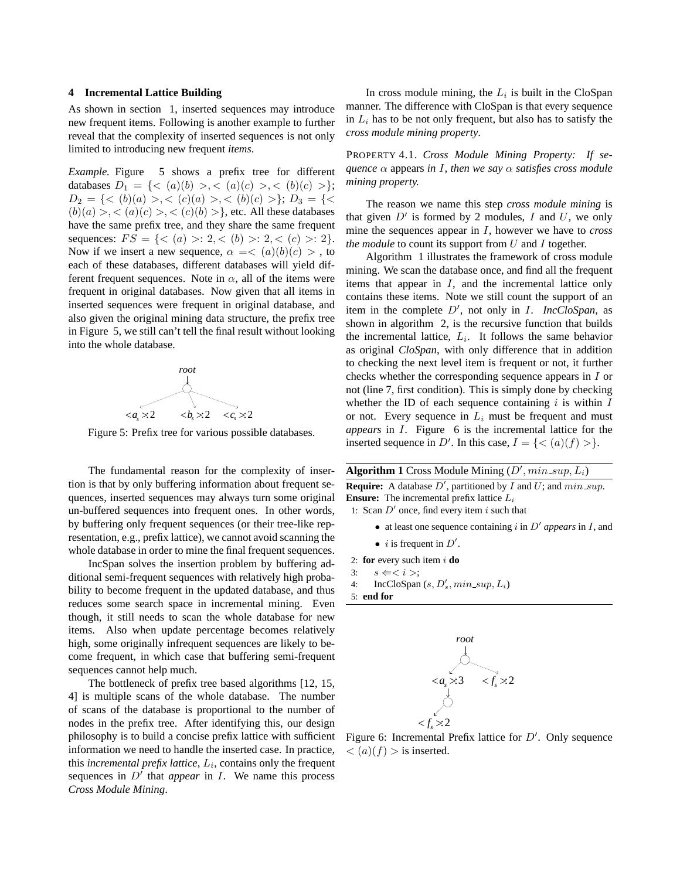## 4 Incremental Lattice Building

As shown in section 1, inserted sequences may introduce new frequent items. Following is another example to further reveal that the complexity of inserted sequences is not only limited to introducing new frequent *items*.

*Example.* Figure 5 shows a prefix tree for different databases $D_1 = \{< (a)(b) >, < (a)(c) >, < (b)(c) >\}$; $D_2 = \{< (b)(a) >, < (c)(a) >, < (b)(c) >\}$; $D_3 = \{< (b)(a) >, < (a)(c) >, < (c)(b) >\}$, etc. All these databases have the same prefix tree, and they share the same frequent sequences: $FS = \{< (a) >: 2, < (b) >: 2, < (c) >: 2\}$. Now if we insert a new sequence, $\alpha = < (a)(b)(c) >$, to each of these databases, different databases will yield different frequent sequences. Note in $\alpha$, all of the items were frequent in original databases. Now given that all items in inserted sequences were frequent in original database, and also given the original mining data structure, the prefix tree in Figure 5, we still can't tell the final result without looking into the whole database.

root

$<a_s>:2$ $<b_s>:2$ $<c_s>:2$

Figure 5: Prefix tree for various possible databases.

The fundamental reason for the complexity of insertion is that by only buffering information about frequent sequences, inserted sequences may always turn some original un-buffered sequences into frequent ones. In other words, by buffering only frequent sequences (or their tree-like representation, e.g., prefix lattice), we cannot avoid scanning the whole database in order to mine the final frequent sequences.

IncSpan solves the insertion problem by buffering additional semi-frequent sequences with relatively high probability to become frequent in the updated database, and thus reduces some search space in incremental mining. Even though, it still needs to scan the whole database for new items. Also when update percentage becomes relatively high, some originally infrequent sequences are likely to become frequent, in which case that buffering semi-frequent sequences cannot help much.

The bottleneck of prefix tree based algorithms [12, 15, 4] is multiple scans of the whole database. The number of scans of the database is proportional to the number of nodes in the prefix tree. After identifying this, our design philosophy is to build a concise prefix lattice with sufficient information we need to handle the inserted case. In practice, this *incremental prefix lattice*, $L_i$, contains only the frequent sequences in $D'$ that *appear* in $I$. We name this process *Cross Module Mining*.

In cross module mining, the $L_i$ is built in the CloSpan manner. The difference with CloSpan is that every sequence in $L_i$ has to be not only frequent, but also has to satisfy the *cross module mining property*.

PROPERTY 4.1. *Cross Module Mining Property: If sequence $\alpha$ appears in $I$, then we say $\alpha$ satisfies cross module mining property.*

The reason we name this step *cross module mining* is that given $D'$ is formed by 2 modules, $I$ and $U$, we only mine the sequences appear in $I$, however we have to *cross the module* to count its support from $U$ and $I$ together.

Algorithm 1 illustrates the framework of cross module mining. We scan the database once, and find all the frequent items that appear in $I$, and the incremental lattice only contains these items. Note we still count the support of an item in the complete $D'$, not only in $I$. *IncCloSpan*, as shown in algorithm 2, is the recursive function that builds the incremental lattice, $L_i$. It follows the same behavior as original *CloSpan*, with only difference that in addition to checking the next level item is frequent or not, it further checks whether the corresponding sequence appears in $I$ or not (line 7, first condition). This is simply done by checking whether the ID of each sequence containing $i$ is within $I$ or not. Every sequence in $L_i$ must be frequent and must *appears* in $I$. Figure 6 is the incremental lattice for the inserted sequence in $D'$. In this case, $I = \{< (a)(f) >\}$.

**Algorithm 1** Cross Module Mining ($D', min\_sup, L_i$)

**Require:** A database $D'$, partitioned by $I$ and $U$; and $min\_sup$.
**Ensure:** The incremental prefix lattice $L_i$

```
1: Scan D' once, find every item i such that
     • at least one sequence containing i in D' appears in I, and
     • i is frequent in D'.
2: for every such item i do
3:     s ⇐ < i >;
4:     IncCloSpan (s, D'_s, min_sup, L_i)
5: end for
```

root

$<a_s>:3$ $<f_s>:2$

$<f_s>:2$

Figure 6: Incremental Prefix lattice for $D'$. Only sequence $< (a)(f) >$ is inserted.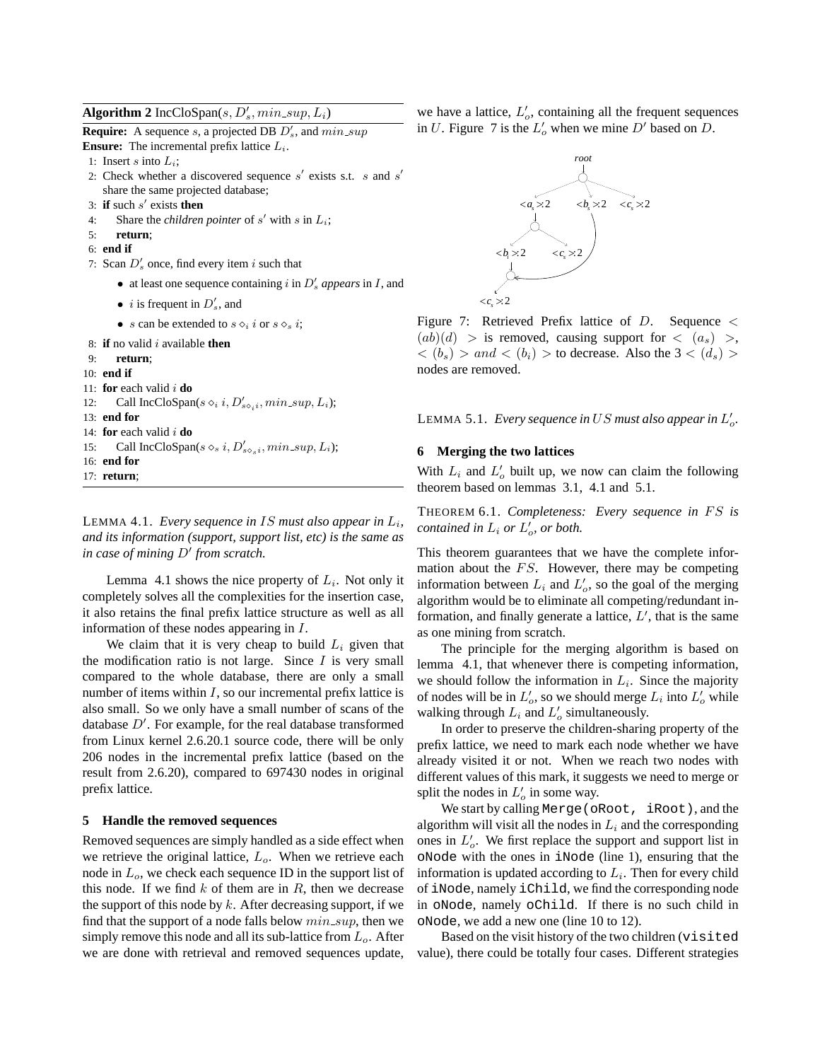**Algorithm 2** IncCloSpan($s, D'_s, min\_sup, L_i$)

**Require:** A sequence $s$, a projected DB $D'_s$, and $min\_sup$
**Ensure:** The incremental prefix lattice $L_i$.

1: Insert $s$ into $L_i$;
2: Check whether a discovered sequence $s'$ exists s.t. $s$ and $s'$ share the same projected database;
3: **if** such $s'$ exists **then**
4: Share the *children pointer* of $s'$ with $s$ in $L_i$;
5: **return**;
6: **end if**
7: Scan $D'_s$ once, find every item $i$ such that

- at least one sequence containing $i$ in $D'_s$ *appears* in $I$, and
- $i$ is frequent in $D'_s$, and
- $s$ can be extended to $s \diamond_i i$ or $s \diamond_s i$;

8: **if** no valid $i$ available **then**
9: **return**;
10: **end if**
11: **for** each valid $i$ **do**
12: Call IncCloSpan($s \diamond_i i, D'_{s\diamond_i i}, min\_sup, L_i$);
13: **end for**
14: **for** each valid $i$ **do**
15: Call IncCloSpan($s \diamond_s i, D'_{s\diamond_s i}, min\_sup, L_i$);
16: **end for**
17: **return**;

LEMMA 4.1. *Every sequence in $IS$ must also appear in $L_i$, and its information (support, support list, etc) is the same as in case of mining $D'$ from scratch.*

Lemma 4.1 shows the nice property of $L_i$. Not only it completely solves all the complexities for the insertion case, it also retains the final prefix lattice structure as well as all information of these nodes appearing in $I$.

We claim that it is very cheap to build $L_i$ given that the modification ratio is not large. Since $I$ is very small compared to the whole database, there are only a small number of items within $I$, so our incremental prefix lattice is also small. So we only have a small number of scans of the database $D'$. For example, for the real database transformed from Linux kernel 2.6.20.1 source code, there will be only 206 nodes in the incremental prefix lattice (based on the result from 2.6.20), compared to 697430 nodes in original prefix lattice.

## 5 Handle the removed sequences

Removed sequences are simply handled as a side effect when we retrieve the original lattice, $L_o$. When we retrieve each node in $L_o$, we check each sequence ID in the support list of this node. If we find $k$ of them are in $R$, then we decrease the support of this node by $k$. After decreasing support, if we find that the support of a node falls below $min\_sup$, then we simply remove this node and all its sub-lattice from $L_o$. After we are done with retrieval and removed sequences update, we have a lattice, $L'_o$, containing all the frequent sequences in $U$. Figure 7 is the $L'_o$ when we mine $D'$ based on $D$.

Figure 7: Retrieved Prefix lattice of $D$. Sequence $< (ab)(d) >$ is removed, causing support for $< (a_s) >$, $< (b_s) >$ $and$ $< (b_i) >$ to decrease. Also the 3 $< (d_s) >$ nodes are removed.

LEMMA 5.1. *Every sequence in $US$ must also appear in $L'_o$.*

## 6 Merging the two lattices

With $L_i$ and $L'_o$ built up, we now can claim the following theorem based on lemmas 3.1, 4.1 and 5.1.

THEOREM 6.1. *Completeness: Every sequence in $FS$ is contained in $L_i$ or $L'_o$, or both.*

This theorem guarantees that we have the complete information about the $FS$. However, there may be competing information between $L_i$ and $L'_o$, so the goal of the merging algorithm would be to eliminate all competing/redundant information, and finally generate a lattice, $L'$, that is the same as one mining from scratch.

The principle for the merging algorithm is based on lemma 4.1, that whenever there is competing information, we should follow the information in $L_i$. Since the majority of nodes will be in $L'_o$, so we should merge $L_i$ into $L'_o$ while walking through $L_i$ and $L'_o$ simultaneously.

In order to preserve the children-sharing property of the prefix lattice, we need to mark each node whether we have already visited it or not. When we reach two nodes with different values of this mark, it suggests we need to merge or split the nodes in $L'_o$ in some way.

We start by calling `Merge(oRoot, iRoot)`, and the algorithm will visit all the nodes in $L_i$ and the corresponding ones in $L'_o$. We first replace the support and support list in `oNode` with the ones in `iNode` (line 1), ensuring that the information is updated according to $L_i$. Then for every child of `iNode`, namely `iChild`, we find the corresponding node in `oNode`, namely `oChild`. If there is no such child in `oNode`, we add a new one (line 10 to 12).

Based on the visit history of the two children (`visited` value), there could be totally four cases. Different strategies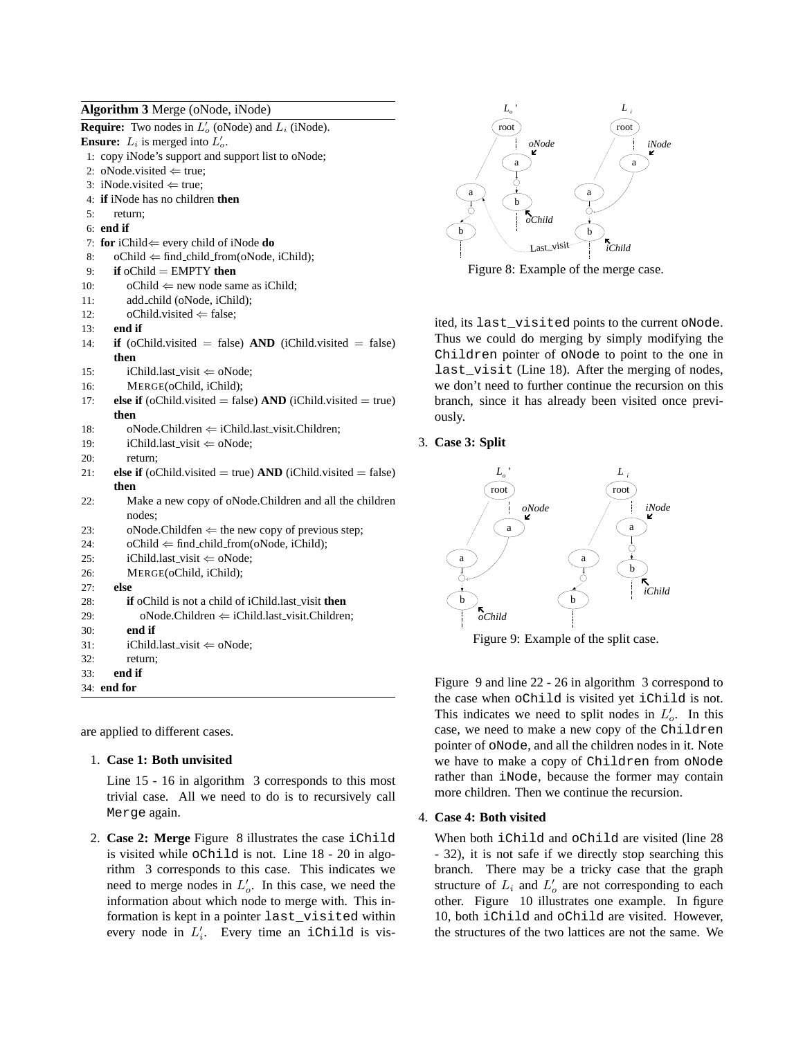**Algorithm 3** Merge (oNode, iNode)

**Require:** Two nodes in $L'_o$ (oNode) and $L_i$ (iNode).
**Ensure:** $L_i$ is merged into $L'_o$.

```
1:  copy iNode's support and support list to oNode;
2:  oNode.visited ⇐ true;
3:  iNode.visited ⇐ true;
4:  if iNode has no children then
5:      return;
6:  end if
7:  for iChild⇐ every child of iNode do
8:      oChild ⇐ find_child_from(oNode, iChild);
9:      if oChild = EMPTY then
10:         oChild ⇐ new node same as iChild;
11:         add_child (oNode, iChild);
12:         oChild.visited ⇐ false;
13:     end if
14:     if (oChild.visited = false) AND (iChild.visited = false) then
15:         iChild.last_visit ⇐ oNode;
16:         MERGE(oChild, iChild);
17:     else if (oChild.visited = false) AND (iChild.visited = true) then
18:         oNode.Children ⇐ iChild.last_visit.Children;
19:         iChild.last_visit ⇐ oNode;
20:         return;
21:     else if (oChild.visited = true) AND (iChild.visited = false) then
22:         Make a new copy of oNode.Children and all the children nodes;
23:         oNode.Childfen ⇐ the new copy of previous step;
24:         oChild ⇐ find_child_from(oNode, iChild);
25:         iChild.last_visit ⇐ oNode;
26:         MERGE(oChild, iChild);
27:     else
28:         if oChild is not a child of iChild.last_visit then
29:             oNode.Children ⇐ iChild.last_visit.Children;
30:         end if
31:         iChild.last_visit ⇐ oNode;
32:         return;
33:     end if
34: end for
```

are applied to different cases.

1. **Case 1: Both unvisited**

   Line 15 - 16 in algorithm 3 corresponds to this most trivial case. All we need to do is to recursively call `Merge` again.

2. **Case 2: Merge** Figure 8 illustrates the case `iChild` is visited while `oChild` is not. Line 18 - 20 in algorithm 3 corresponds to this case. This indicates we need to merge nodes in $L'_o$. In this case, we need the information about which node to merge with. This information is kept in a pointer `last_visited` within every node in $L'_i$. Every time an `iChild` is visited, its `last_visited` points to the current `oNode`. Thus we could do merging by simply modifying the `Children` pointer of `oNode` to point to the one in `last_visit` (Line 18). After the merging of nodes, we don't need to further continue the recursion on this branch, since it has already been visited once previously.

Figure 8: Example of the merge case.

3. **Case 3: Split**

Figure 9: Example of the split case.

   Figure 9 and line 22 - 26 in algorithm 3 correspond to the case when `oChild` is visited yet `iChild` is not. This indicates we need to split nodes in $L'_o$. In this case, we need to make a new copy of the `Children` pointer of `oNode`, and all the children nodes in it. Note we have to make a copy of `Children` from `oNode` rather than `iNode`, because the former may contain more children. Then we continue the recursion.

4. **Case 4: Both visited**

   When both `iChild` and `oChild` are visited (line 28 - 32), it is not safe if we directly stop searching this branch. There may be a tricky case that the graph structure of $L_i$ and $L'_o$ are not corresponding to each other. Figure 10 illustrates one example. In figure 10, both `iChild` and `oChild` are visited. However, the structures of the two lattices are not the same. We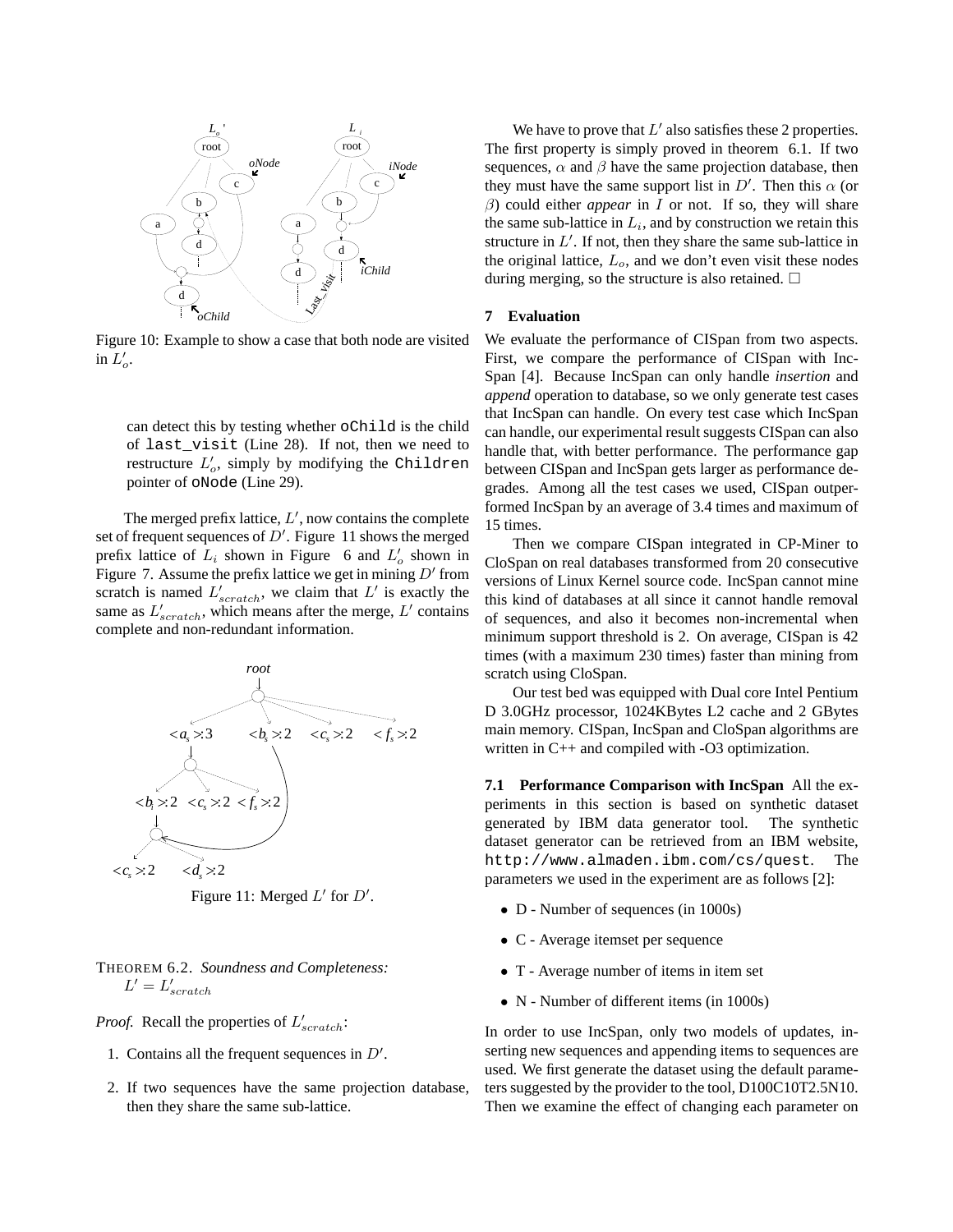Figure 10: Example to show a case that both node are visited in $L_o'$.

can detect this by testing whether `oChild` is the child of `last_visit` (Line 28). If not, then we need to restructure $L_o'$, simply by modifying the `Children` pointer of `oNode` (Line 29).

The merged prefix lattice, $L'$, now contains the complete set of frequent sequences of $D'$. Figure 11 shows the merged prefix lattice of $L_i$ shown in Figure 6 and $L_o'$ shown in Figure 7. Assume the prefix lattice we get in mining $D'$ from scratch is named $L'_{scratch}$, we claim that $L'$ is exactly the same as $L'_{scratch}$, which means after the merge, $L'$ contains complete and non-redundant information.

Figure 11: Merged $L'$ for $D'$.

THEOREM 6.2. *Soundness and Completeness:* $L' = L'_{scratch}$

*Proof.* Recall the properties of $L'_{scratch}$:

1. Contains all the frequent sequences in $D'$.
2. If two sequences have the same projection database, then they share the same sub-lattice.

We have to prove that $L'$ also satisfies these 2 properties. The first property is simply proved in theorem 6.1. If two sequences, $\alpha$ and $\beta$ have the same projection database, then they must have the same support list in $D'$. Then this $\alpha$ (or $\beta$) could either *appear* in $I$ or not. If so, they will share the same sub-lattice in $L_i$, and by construction we retain this structure in $L'$. If not, then they share the same sub-lattice in the original lattice, $L_o$, and we don't even visit these nodes during merging, so the structure is also retained. □

## 7 Evaluation

We evaluate the performance of CISpan from two aspects. First, we compare the performance of CISpan with IncSpan [4]. Because IncSpan can only handle *insertion* and *append* operation to database, so we only generate test cases that IncSpan can handle. On every test case which IncSpan can handle, our experimental result suggests CISpan can also handle that, with better performance. The performance gap between CISpan and IncSpan gets larger as performance degrades. Among all the test cases we used, CISpan outperformed IncSpan by an average of 3.4 times and maximum of 15 times.

Then we compare CISpan integrated in CP-Miner to CloSpan on real databases transformed from 20 consecutive versions of Linux Kernel source code. IncSpan cannot mine this kind of databases at all since it cannot handle removal of sequences, and also it becomes non-incremental when minimum support threshold is 2. On average, CISpan is 42 times (with a maximum 230 times) faster than mining from scratch using CloSpan.

Our test bed was equipped with Dual core Intel Pentium D 3.0GHz processor, 1024KBytes L2 cache and 2 GBytes main memory. CISpan, IncSpan and CloSpan algorithms are written in C++ and compiled with -O3 optimization.

### 7.1 Performance Comparison with IncSpan

All the experiments in this section is based on synthetic dataset generated by IBM data generator tool. The synthetic dataset generator can be retrieved from an IBM website, `http://www.almaden.ibm.com/cs/quest`. The parameters we used in the experiment are as follows [2]:

- D - Number of sequences (in 1000s)
- C - Average itemset per sequence
- T - Average number of items in item set
- N - Number of different items (in 1000s)

In order to use IncSpan, only two models of updates, inserting new sequences and appending items to sequences are used. We first generate the dataset using the default parameters suggested by the provider to the tool, D100C10T2.5N10. Then we examine the effect of changing each parameter on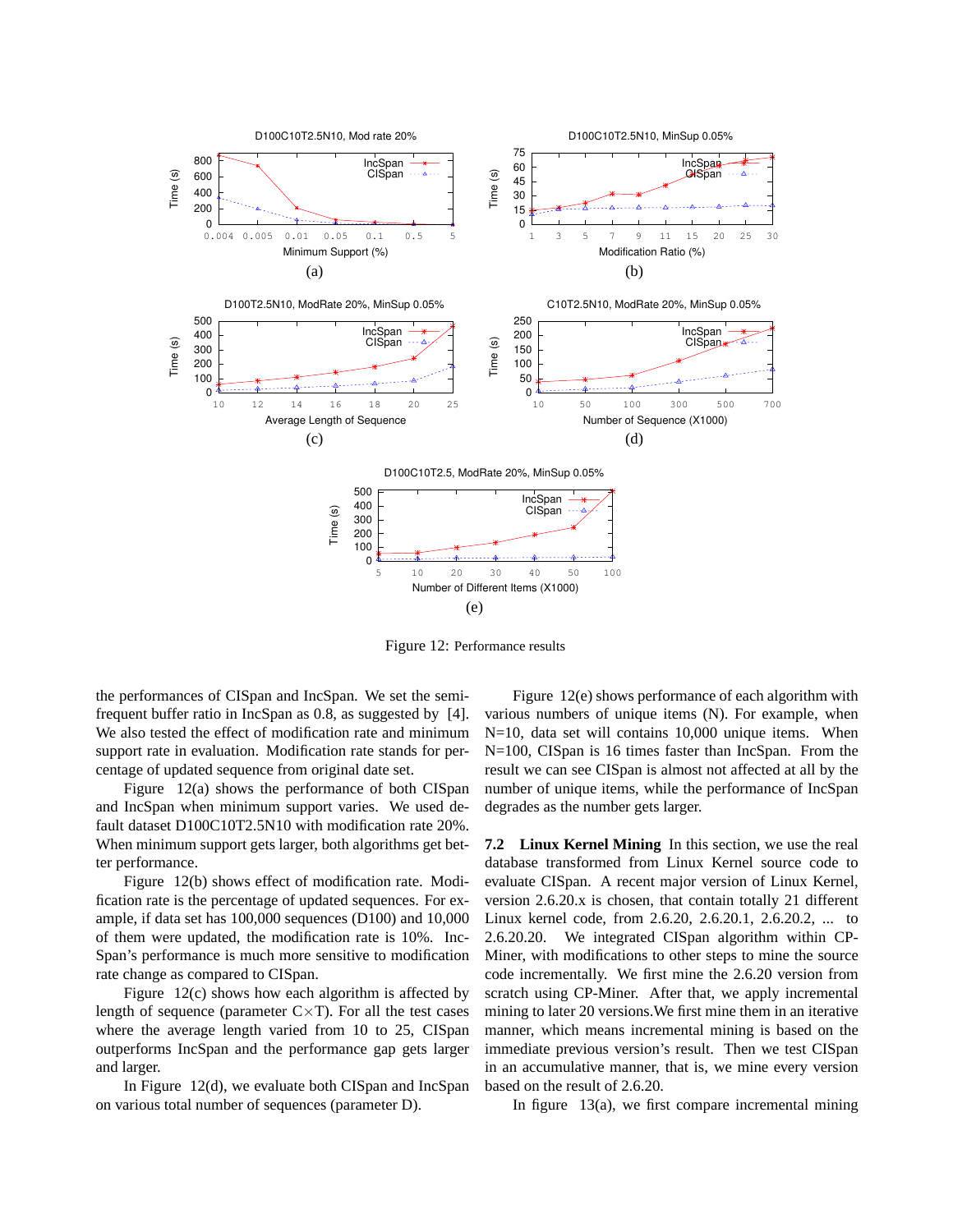Figure 12: Performance results

the performances of CISpan and IncSpan. We set the semi-frequent buffer ratio in IncSpan as 0.8, as suggested by [4]. We also tested the effect of modification rate and minimum support rate in evaluation. Modification rate stands for percentage of updated sequence from original date set.

Figure 12(a) shows the performance of both CISpan and IncSpan when minimum support varies. We used default dataset D100C10T2.5N10 with modification rate 20%. When minimum support gets larger, both algorithms get better performance.

Figure 12(b) shows effect of modification rate. Modification rate is the percentage of updated sequences. For example, if data set has 100,000 sequences (D100) and 10,000 of them were updated, the modification rate is 10%. IncSpan's performance is much more sensitive to modification rate change as compared to CISpan.

Figure 12(c) shows how each algorithm is affected by length of sequence (parameter C×T). For all the test cases where the average length varied from 10 to 25, CISpan outperforms IncSpan and the performance gap gets larger and larger.

In Figure 12(d), we evaluate both CISpan and IncSpan on various total number of sequences (parameter D).

Figure 12(e) shows performance of each algorithm with various numbers of unique items (N). For example, when N=10, data set will contains 10,000 unique items. When N=100, CISpan is 16 times faster than IncSpan. From the result we can see CISpan is almost not affected at all by the number of unique items, while the performance of IncSpan degrades as the number gets larger.

**7.2 Linux Kernel Mining** In this section, we use the real database transformed from Linux Kernel source code to evaluate CISpan. A recent major version of Linux Kernel, version 2.6.20.x is chosen, that contain totally 21 different Linux kernel code, from 2.6.20, 2.6.20.1, 2.6.20.2, ... to 2.6.20.20. We integrated CISpan algorithm within CP-Miner, with modifications to other steps to mine the source code incrementally. We first mine the 2.6.20 version from scratch using CP-Miner. After that, we apply incremental mining to later 20 versions.We first mine them in an iterative manner, which means incremental mining is based on the immediate previous version's result. Then we test CISpan in an accumulative manner, that is, we mine every version based on the result of 2.6.20.

In figure 13(a), we first compare incremental mining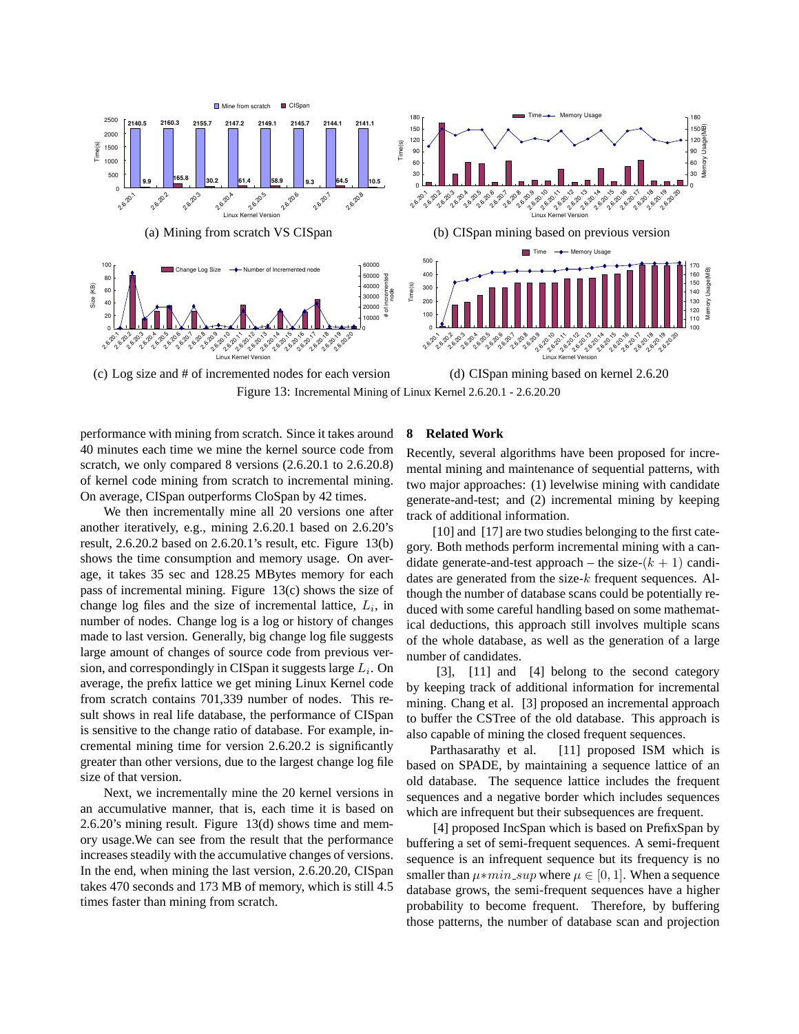Figure 13: Incremental Mining of Linux Kernel 2.6.20.1 - 2.6.20.20

(a) Mining from scratch VS CISpan

(b) CISpan mining based on previous version

(c) Log size and # of incremented nodes for each version

(d) CISpan mining based on kernel 2.6.20

performance with mining from scratch. Since it takes around 40 minutes each time we mine the kernel source code from scratch, we only compared 8 versions (2.6.20.1 to 2.6.20.8) of kernel code mining from scratch to incremental mining. On average, CISpan outperforms CloSpan by 42 times.

We then incrementally mine all 20 versions one after another iteratively, e.g., mining 2.6.20.1 based on 2.6.20's result, 2.6.20.2 based on 2.6.20.1's result, etc. Figure 13(b) shows the time consumption and memory usage. On average, it takes 35 sec and 128.25 MBytes memory for each pass of incremental mining. Figure 13(c) shows the size of change log files and the size of incremental lattice, $L_i$, in number of nodes. Change log is a log or history of changes made to last version. Generally, big change log file suggests large amount of changes of source code from previous version, and correspondingly in CISpan it suggests large $L_i$. On average, the prefix lattice we get mining Linux Kernel code from scratch contains 701,339 number of nodes. This result shows in real life database, the performance of CISpan is sensitive to the change ratio of database. For example, incremental mining time for version 2.6.20.2 is significantly greater than other versions, due to the largest change log file size of that version.

Next, we incrementally mine the 20 kernel versions in an accumulative manner, that is, each time it is based on 2.6.20's mining result. Figure 13(d) shows time and memory usage.We can see from the result that the performance increases steadily with the accumulative changes of versions. In the end, when mining the last version, 2.6.20.20, CISpan takes 470 seconds and 173 MB of memory, which is still 4.5 times faster than mining from scratch.

## 8 Related Work

Recently, several algorithms have been proposed for incremental mining and maintenance of sequential patterns, with two major approaches: (1) levelwise mining with candidate generate-and-test; and (2) incremental mining by keeping track of additional information.

[10] and [17] are two studies belonging to the first category. Both methods perform incremental mining with a candidate generate-and-test approach – the size-$(k+1)$ candidates are generated from the size-$k$ frequent sequences. Although the number of database scans could be potentially reduced with some careful handling based on some mathematical deductions, this approach still involves multiple scans of the whole database, as well as the generation of a large number of candidates.

[3], [11] and [4] belong to the second category by keeping track of additional information for incremental mining. Chang et al. [3] proposed an incremental approach to buffer the CSTree of the old database. This approach is also capable of mining the closed frequent sequences.

Parthasarathy et al. [11] proposed ISM which is based on SPADE, by maintaining a sequence lattice of an old database. The sequence lattice includes the frequent sequences and a negative border which includes sequences which are infrequent but their subsequences are frequent.

[4] proposed IncSpan which is based on PrefixSpan by buffering a set of semi-frequent sequences. A semi-frequent sequence is an infrequent sequence but its frequency is no smaller than $\mu * min\_sup$ where $\mu \in [0, 1]$. When a sequence database grows, the semi-frequent sequences have a higher probability to become frequent. Therefore, by buffering those patterns, the number of database scan and projection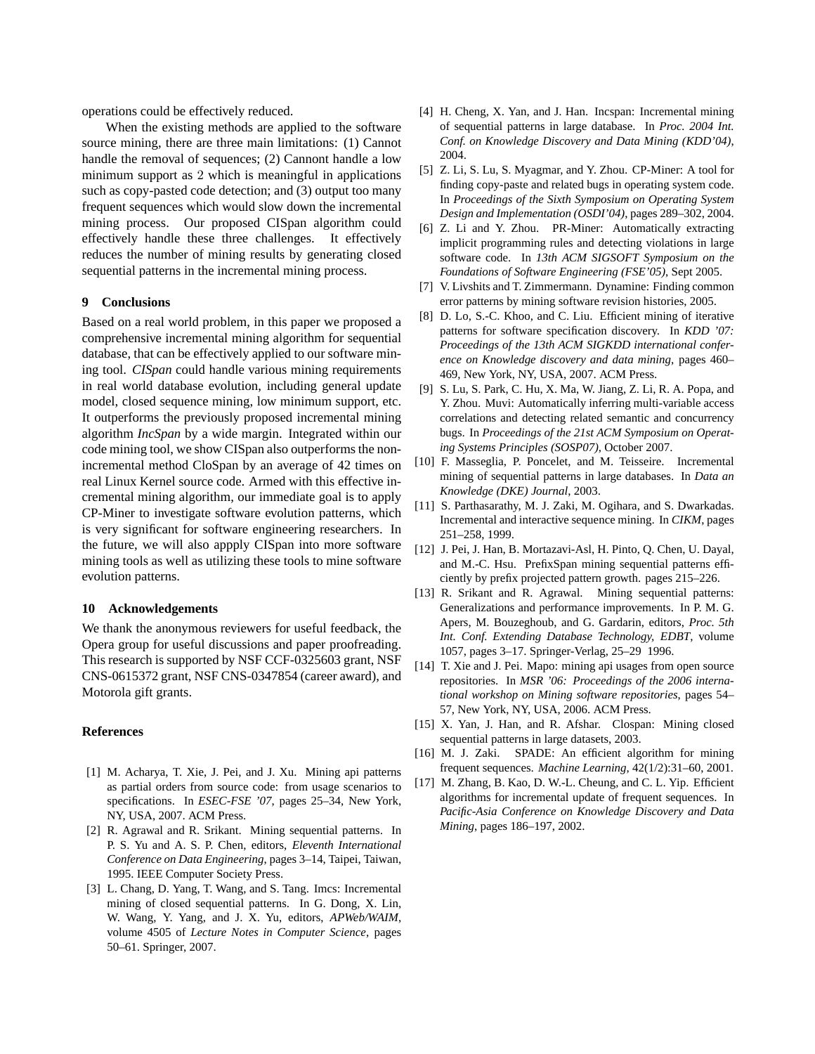operations could be effectively reduced.

When the existing methods are applied to the software source mining, there are three main limitations: (1) Cannot handle the removal of sequences; (2) Cannont handle a low minimum support as 2 which is meaningful in applications such as copy-pasted code detection; and (3) output too many frequent sequences which would slow down the incremental mining process. Our proposed CISpan algorithm could effectively handle these three challenges. It effectively reduces the number of mining results by generating closed sequential patterns in the incremental mining process.

## 9 Conclusions

Based on a real world problem, in this paper we proposed a comprehensive incremental mining algorithm for sequential database, that can be effectively applied to our software mining tool. *CISpan* could handle various mining requirements in real world database evolution, including general update model, closed sequence mining, low minimum support, etc. It outperforms the previously proposed incremental mining algorithm *IncSpan* by a wide margin. Integrated within our code mining tool, we show CISpan also outperforms the non-incremental method CloSpan by an average of 42 times on real Linux Kernel source code. Armed with this effective incremental mining algorithm, our immediate goal is to apply CP-Miner to investigate software evolution patterns, which is very significant for software engineering researchers. In the future, we will also appply CISpan into more software mining tools as well as utilizing these tools to mine software evolution patterns.

## 10 Acknowledgements

We thank the anonymous reviewers for useful feedback, the Opera group for useful discussions and paper proofreading. This research is supported by NSF CCF-0325603 grant, NSF CNS-0615372 grant, NSF CNS-0347854 (career award), and Motorola gift grants.

## References

[1] M. Acharya, T. Xie, J. Pei, and J. Xu. Mining api patterns as partial orders from source code: from usage scenarios to specifications. In *ESEC-FSE '07*, pages 25–34, New York, NY, USA, 2007. ACM Press.

[2] R. Agrawal and R. Srikant. Mining sequential patterns. In P. S. Yu and A. S. P. Chen, editors, *Eleventh International Conference on Data Engineering*, pages 3–14, Taipei, Taiwan, 1995. IEEE Computer Society Press.

[3] L. Chang, D. Yang, T. Wang, and S. Tang. Imcs: Incremental mining of closed sequential patterns. In G. Dong, X. Lin, W. Wang, Y. Yang, and J. X. Yu, editors, *APWeb/WAIM*, volume 4505 of *Lecture Notes in Computer Science*, pages 50–61. Springer, 2007.

[4] H. Cheng, X. Yan, and J. Han. Incspan: Incremental mining of sequential patterns in large database. In *Proc. 2004 Int. Conf. on Knowledge Discovery and Data Mining (KDD'04)*, 2004.

[5] Z. Li, S. Lu, S. Myagmar, and Y. Zhou. CP-Miner: A tool for finding copy-paste and related bugs in operating system code. In *Proceedings of the Sixth Symposium on Operating System Design and Implementation (OSDI'04)*, pages 289–302, 2004.

[6] Z. Li and Y. Zhou. PR-Miner: Automatically extracting implicit programming rules and detecting violations in large software code. In *13th ACM SIGSOFT Symposium on the Foundations of Software Engineering (FSE'05)*, Sept 2005.

[7] V. Livshits and T. Zimmermann. Dynamine: Finding common error patterns by mining software revision histories, 2005.

[8] D. Lo, S.-C. Khoo, and C. Liu. Efficient mining of iterative patterns for software specification discovery. In *KDD '07: Proceedings of the 13th ACM SIGKDD international conference on Knowledge discovery and data mining*, pages 460–469, New York, NY, USA, 2007. ACM Press.

[9] S. Lu, S. Park, C. Hu, X. Ma, W. Jiang, Z. Li, R. A. Popa, and Y. Zhou. Muvi: Automatically inferring multi-variable access correlations and detecting related semantic and concurrency bugs. In *Proceedings of the 21st ACM Symposium on Operating Systems Principles (SOSP07)*, October 2007.

[10] F. Masseglia, P. Poncelet, and M. Teisseire. Incremental mining of sequential patterns in large databases. In *Data an Knowledge (DKE) Journal*, 2003.

[11] S. Parthasarathy, M. J. Zaki, M. Ogihara, and S. Dwarkadas. Incremental and interactive sequence mining. In *CIKM*, pages 251–258, 1999.

[12] J. Pei, J. Han, B. Mortazavi-Asl, H. Pinto, Q. Chen, U. Dayal, and M.-C. Hsu. PrefixSpan mining sequential patterns efficiently by prefix projected pattern growth. pages 215–226.

[13] R. Srikant and R. Agrawal. Mining sequential patterns: Generalizations and performance improvements. In P. M. G. Apers, M. Bouzeghoub, and G. Gardarin, editors, *Proc. 5th Int. Conf. Extending Database Technology, EDBT*, volume 1057, pages 3–17. Springer-Verlag, 25–29 1996.

[14] T. Xie and J. Pei. Mapo: mining api usages from open source repositories. In *MSR '06: Proceedings of the 2006 international workshop on Mining software repositories*, pages 54–57, New York, NY, USA, 2006. ACM Press.

[15] X. Yan, J. Han, and R. Afshar. Clospan: Mining closed sequential patterns in large datasets, 2003.

[16] M. J. Zaki. SPADE: An efficient algorithm for mining frequent sequences. *Machine Learning*, 42(1/2):31–60, 2001.

[17] M. Zhang, B. Kao, D. W.-L. Cheung, and C. L. Yip. Efficient algorithms for incremental update of frequent sequences. In *Pacific-Asia Conference on Knowledge Discovery and Data Mining*, pages 186–197, 2002.